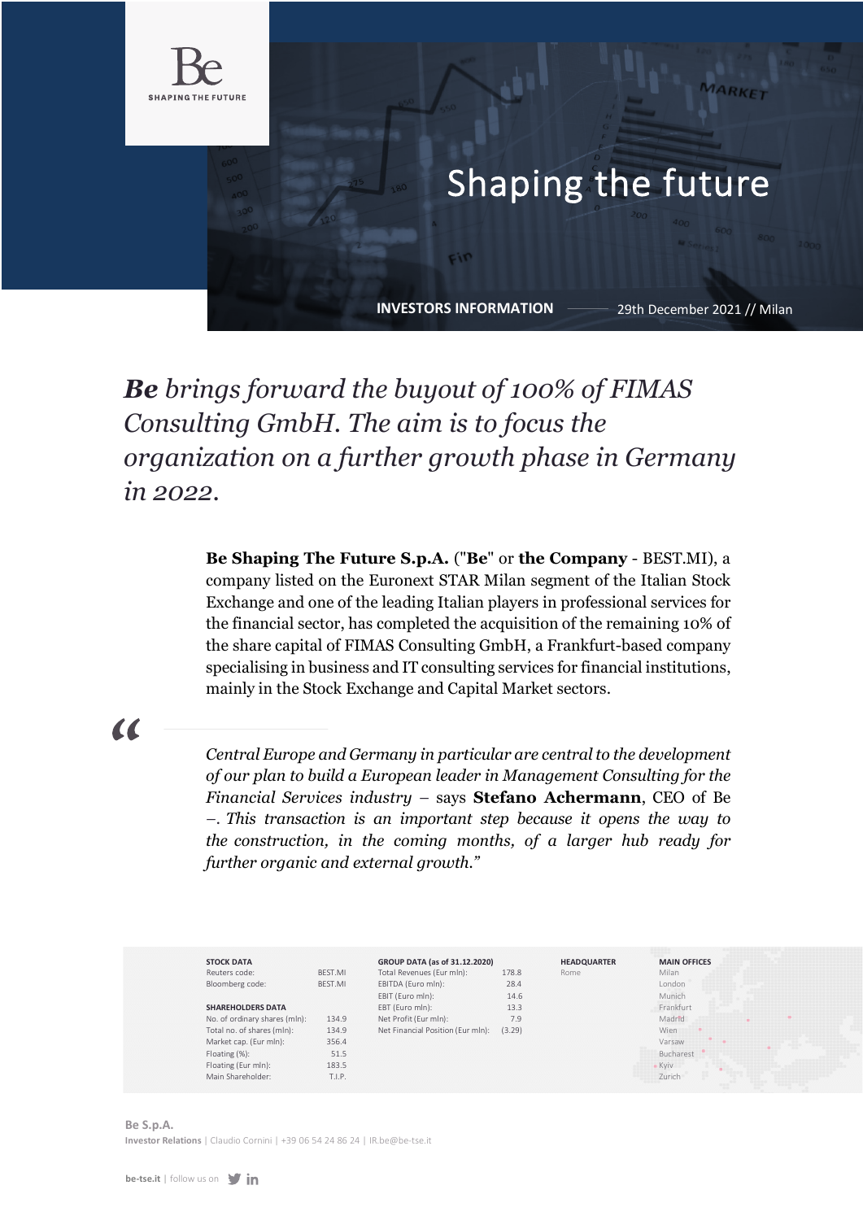Be

SHAPING THE FUTURE

Shaping the future

**INVESTORS INFORMATION** — 29th December 2021 // Milan

# ***Be*** *brings forward the buyout of 100% of FIMAS Consulting GmbH. The aim is to focus the organization on a further growth phase in Germany in 2022.*

**Be Shaping The Future S.p.A.** ("**Be**" or **the Company** - BEST.MI), a company listed on the Euronext STAR Milan segment of the Italian Stock Exchange and one of the leading Italian players in professional services for the financial sector, has completed the acquisition of the remaining 10% of the share capital of FIMAS Consulting GmbH, a Frankfurt-based company specialising in business and IT consulting services for financial institutions, mainly in the Stock Exchange and Capital Market sectors.

"

*Central Europe and Germany in particular are central to the development of our plan to build a European leader in Management Consulting for the Financial Services industry* – says **Stefano Achermann**, CEO of Be –. *This transaction is an important step because it opens the way to the construction, in the coming months, of a larger hub ready for further organic and external growth.*"

**STOCK DATA**

| | |
|---|---|
| Reuters code: | BEST.MI |
| Bloomberg code: | BEST.MI |

**SHAREHOLDERS DATA**

| | |
|---|---|
| No. of ordinary shares (mln): | 134.9 |
| Total no. of shares (mln): | 134.9 |
| Market cap. (Eur mln): | 356.4 |
| Floating (%): | 51.5 |
| Floating (Eur mln): | 183.5 |
| Main Shareholder: | T.I.P. |

**GROUP DATA (as of 31.12.2020)**

| | |
|---|---|
| Total Revenues (Eur mln): | 178.8 |
| EBITDA (Euro mln): | 28.4 |
| EBIT (Euro mln): | 14.6 |
| EBT (Euro mln): | 13.3 |
| Net Profit (Eur mln): | 7.9 |
| Net Financial Position (Eur mln): | (3.29) |

**HEADQUARTER**

Rome

**MAIN OFFICES**

Milan
London
Munich
Frankfurt
Madrid
Wien
Varsaw
Bucharest
Kyiv
Zurich

**Be S.p.A.**
**Investor Relations** | Claudio Cornini | +39 06 54 24 86 24 | IR.be@be-tse.it

**be-tse.it** | follow us on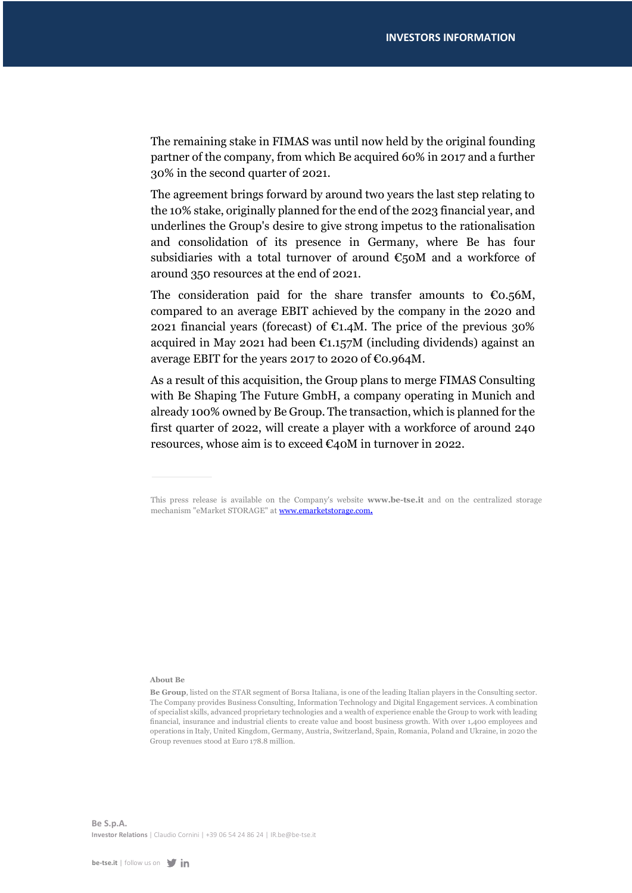The remaining stake in FIMAS was until now held by the original founding partner of the company, from which Be acquired 60% in 2017 and a further 30% in the second quarter of 2021.

The agreement brings forward by around two years the last step relating to the 10% stake, originally planned for the end of the 2023 financial year, and underlines the Group's desire to give strong impetus to the rationalisation and consolidation of its presence in Germany, where Be has four subsidiaries with a total turnover of around €50M and a workforce of around 350 resources at the end of 2021.

The consideration paid for the share transfer amounts to €0.56M, compared to an average EBIT achieved by the company in the 2020 and 2021 financial years (forecast) of €1.4M. The price of the previous 30% acquired in May 2021 had been €1.157M (including dividends) against an average EBIT for the years 2017 to 2020 of €0.964M.

As a result of this acquisition, the Group plans to merge FIMAS Consulting with Be Shaping The Future GmbH, a company operating in Munich and already 100% owned by Be Group. The transaction, which is planned for the first quarter of 2022, will create a player with a workforce of around 240 resources, whose aim is to exceed €40M in turnover in 2022.

---

This press release is available on the Company's website **www.be-tse.it** and on the centralized storage mechanism "eMarket STORAGE" at [www.emarketstorage.com](www.emarketstorage.com).

**About Be**

**Be Group**, listed on the STAR segment of Borsa Italiana, is one of the leading Italian players in the Consulting sector. The Company provides Business Consulting, Information Technology and Digital Engagement services. A combination of specialist skills, advanced proprietary technologies and a wealth of experience enable the Group to work with leading financial, insurance and industrial clients to create value and boost business growth. With over 1,400 employees and operations in Italy, United Kingdom, Germany, Austria, Switzerland, Spain, Romania, Poland and Ukraine, in 2020 the Group revenues stood at Euro 178.8 million.

**Be S.p.A.**
**Investor Relations** | Claudio Cornini | +39 06 54 24 86 24 | IR.be@be-tse.it

**be-tse.it** | follow us on